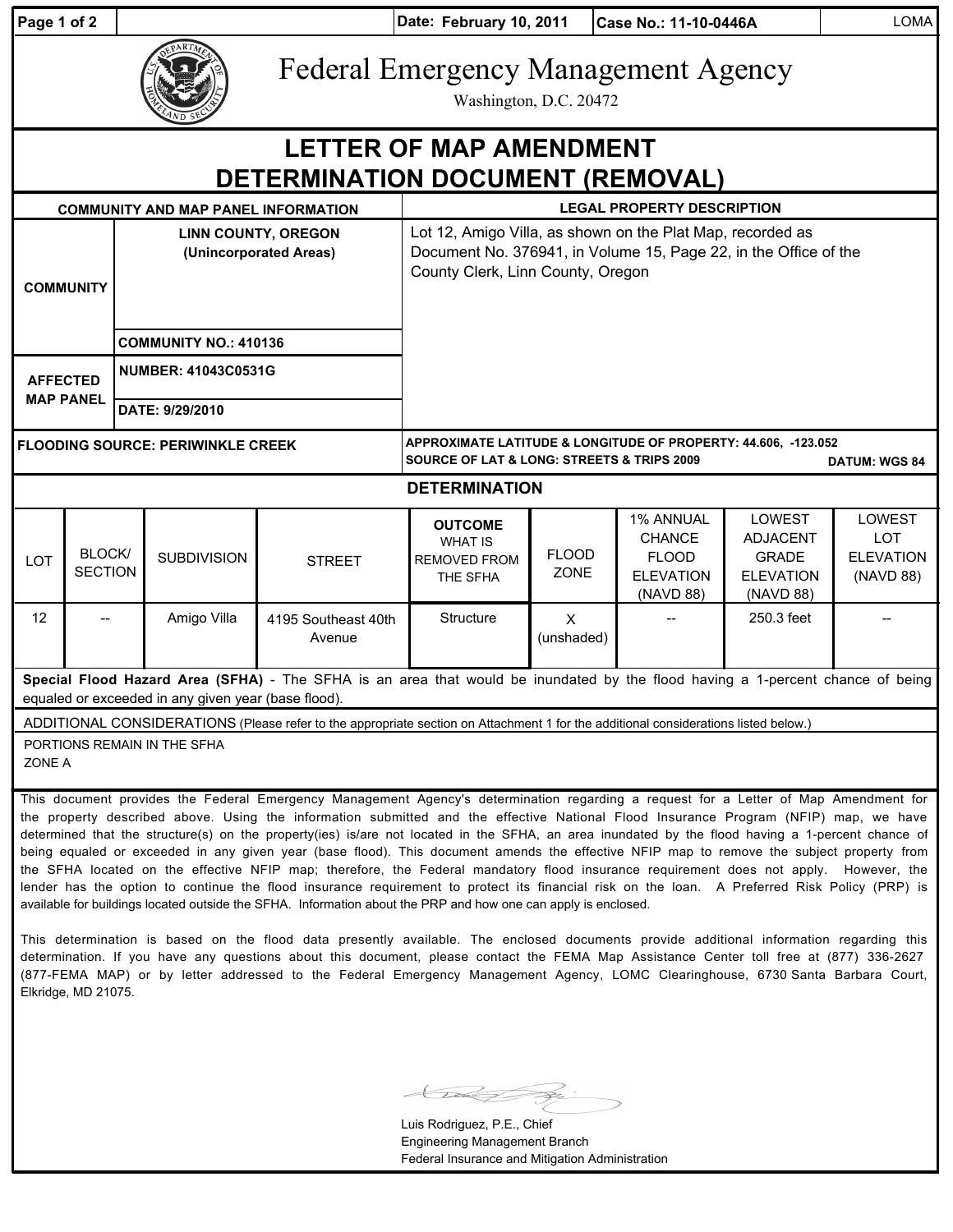Date: February 10, 2011 | Case No.: 11-10-0446A | LOMA

# Federal Emergency Management Agency

Washington, D.C. 20472

# LETTER OF MAP AMENDMENT DETERMINATION DOCUMENT (REMOVAL)

| COMMUNITY AND MAP PANEL INFORMATION | | LEGAL PROPERTY DESCRIPTION |
|---|---|---|
| COMMUNITY | LINN COUNTY, OREGON (Unincorporated Areas) | Lot 12, Amigo Villa, as shown on the Plat Map, recorded as Document No. 376941, in Volume 15, Page 22, in the Office of the County Clerk, Linn County, Oregon |
| | COMMUNITY NO.: 410136 | |
| AFFECTED MAP PANEL | NUMBER: 41043C0531G | |
| | DATE: 9/29/2010 | |
| FLOODING SOURCE: PERIWINKLE CREEK | | APPROXIMATE LATITUDE & LONGITUDE OF PROPERTY: 44.606, -123.052<br>SOURCE OF LAT & LONG: STREETS & TRIPS 2009 DATUM: WGS 84 |

## DETERMINATION

| LOT | BLOCK/ SECTION | SUBDIVISION | STREET | OUTCOME WHAT IS REMOVED FROM THE SFHA | FLOOD ZONE | 1% ANNUAL CHANCE FLOOD ELEVATION (NAVD 88) | LOWEST ADJACENT GRADE ELEVATION (NAVD 88) | LOWEST LOT ELEVATION (NAVD 88) |
|---|---|---|---|---|---|---|---|---|
| 12 | -- | Amigo Villa | 4195 Southeast 40th Avenue | Structure | X (unshaded) | -- | 250.3 feet | -- |

**Special Flood Hazard Area (SFHA)** - The SFHA is an area that would be inundated by the flood having a 1-percent chance of being equaled or exceeded in any given year (base flood).

ADDITIONAL CONSIDERATIONS (Please refer to the appropriate section on Attachment 1 for the additional considerations listed below.)

PORTIONS REMAIN IN THE SFHA
ZONE A

This document provides the Federal Emergency Management Agency's determination regarding a request for a Letter of Map Amendment for the property described above. Using the information submitted and the effective National Flood Insurance Program (NFIP) map, we have determined that the structure(s) on the property(ies) is/are not located in the SFHA, an area inundated by the flood having a 1-percent chance of being equaled or exceeded in any given year (base flood). This document amends the effective NFIP map to remove the subject property from the SFHA located on the effective NFIP map; therefore, the Federal mandatory flood insurance requirement does not apply. However, the lender has the option to continue the flood insurance requirement to protect its financial risk on the loan. A Preferred Risk Policy (PRP) is available for buildings located outside the SFHA. Information about the PRP and how one can apply is enclosed.

This determination is based on the flood data presently available. The enclosed documents provide additional information regarding this determination. If you have any questions about this document, please contact the FEMA Map Assistance Center toll free at (877) 336-2627 (877-FEMA MAP) or by letter addressed to the Federal Emergency Management Agency, LOMC Clearinghouse, 6730 Santa Barbara Court, Elkridge, MD 21075.

Luis Rodriguez, P.E., Chief
Engineering Management Branch
Federal Insurance and Mitigation Administration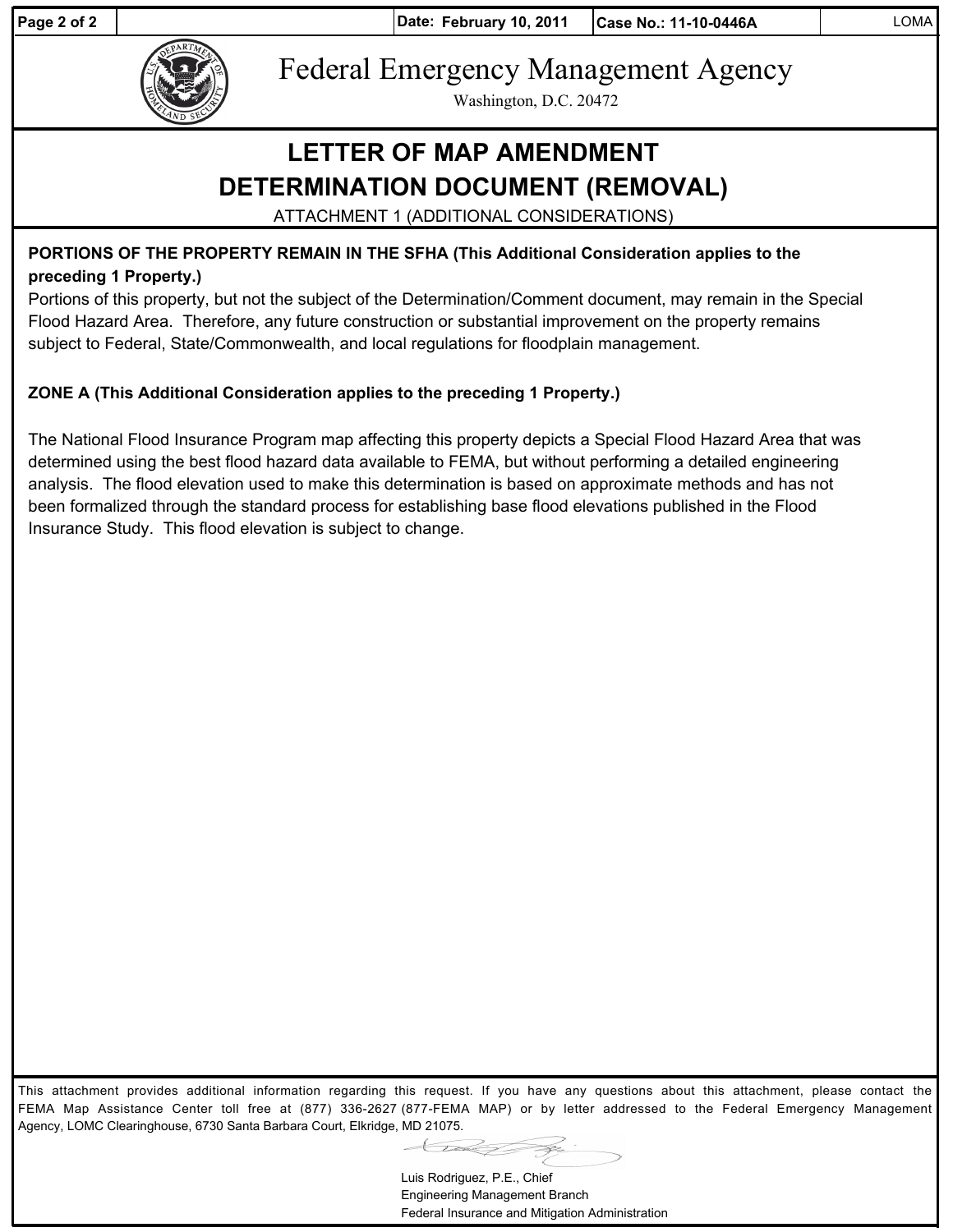Date: February 10, 2011 | Case No.: 11-10-0446A | LOMA

# Federal Emergency Management Agency

Washington, D.C. 20472

## LETTER OF MAP AMENDMENT DETERMINATION DOCUMENT (REMOVAL)

ATTACHMENT 1 (ADDITIONAL CONSIDERATIONS)

**PORTIONS OF THE PROPERTY REMAIN IN THE SFHA (This Additional Consideration applies to the preceding 1 Property.)**

Portions of this property, but not the subject of the Determination/Comment document, may remain in the Special Flood Hazard Area. Therefore, any future construction or substantial improvement on the property remains subject to Federal, State/Commonwealth, and local regulations for floodplain management.

**ZONE A (This Additional Consideration applies to the preceding 1 Property.)**

The National Flood Insurance Program map affecting this property depicts a Special Flood Hazard Area that was determined using the best flood hazard data available to FEMA, but without performing a detailed engineering analysis. The flood elevation used to make this determination is based on approximate methods and has not been formalized through the standard process for establishing base flood elevations published in the Flood Insurance Study. This flood elevation is subject to change.

This attachment provides additional information regarding this request. If you have any questions about this attachment, please contact the FEMA Map Assistance Center toll free at (877) 336-2627 (877-FEMA MAP) or by letter addressed to the Federal Emergency Management Agency, LOMC Clearinghouse, 6730 Santa Barbara Court, Elkridge, MD 21075.

Luis Rodriguez, P.E., Chief
Engineering Management Branch
Federal Insurance and Mitigation Administration